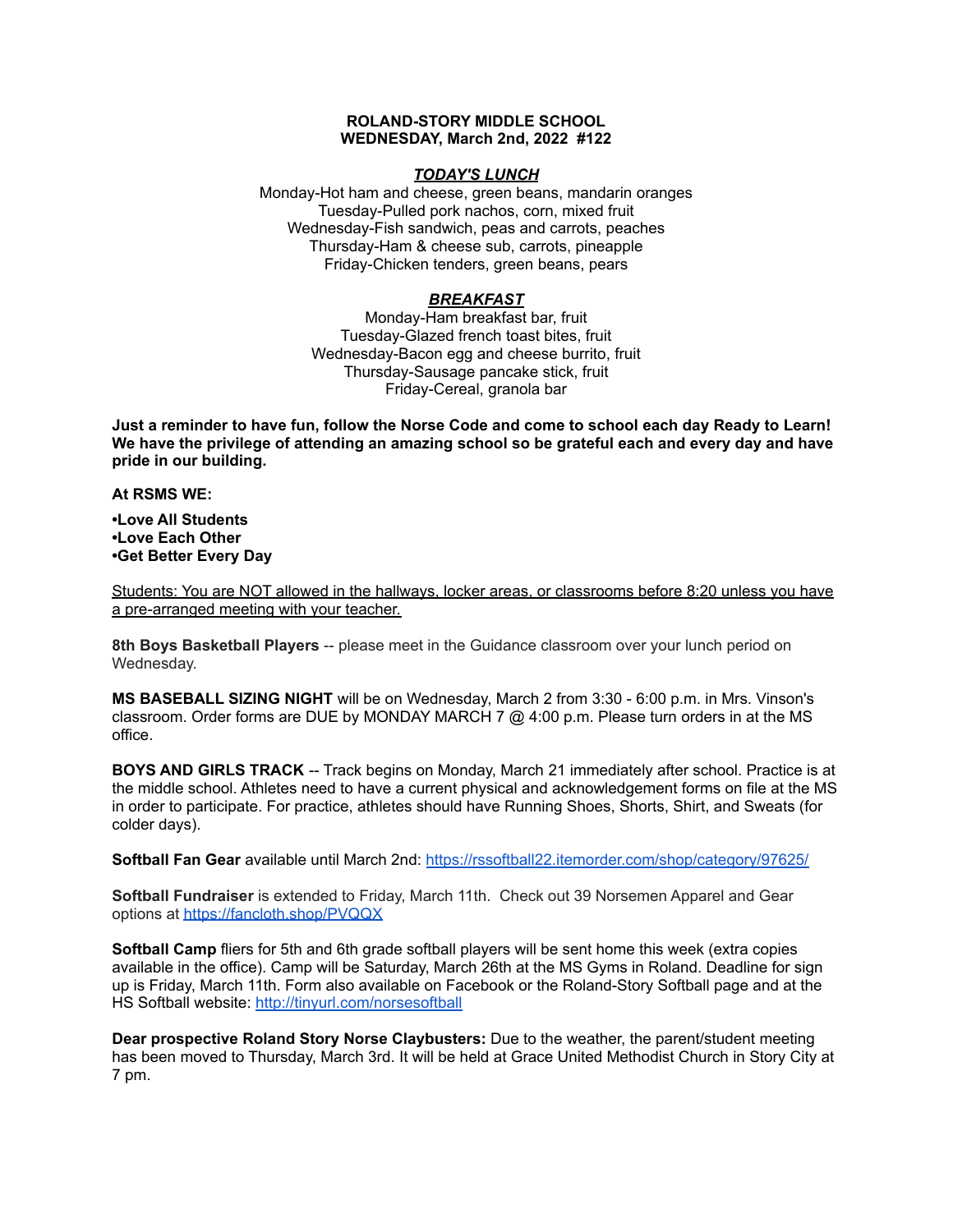**ROLAND-STORY MIDDLE SCHOOL**
**WEDNESDAY, March 2nd, 2022 #122**

***TODAY'S LUNCH***

Monday-Hot ham and cheese, green beans, mandarin oranges
Tuesday-Pulled pork nachos, corn, mixed fruit
Wednesday-Fish sandwich, peas and carrots, peaches
Thursday-Ham & cheese sub, carrots, pineapple
Friday-Chicken tenders, green beans, pears

***BREAKFAST***

Monday-Ham breakfast bar, fruit
Tuesday-Glazed french toast bites, fruit
Wednesday-Bacon egg and cheese burrito, fruit
Thursday-Sausage pancake stick, fruit
Friday-Cereal, granola bar

**Just a reminder to have fun, follow the Norse Code and come to school each day Ready to Learn! We have the privilege of attending an amazing school so be grateful each and every day and have pride in our building.**

**At RSMS WE:**

**•Love All Students**
**•Love Each Other**
**•Get Better Every Day**

<u>Students: You are NOT allowed in the hallways, locker areas, or classrooms before 8:20 unless you have a pre-arranged meeting with your teacher.</u>

**8th Boys Basketball Players** -- please meet in the Guidance classroom over your lunch period on Wednesday.

**MS BASEBALL SIZING NIGHT** will be on Wednesday, March 2 from 3:30 - 6:00 p.m. in Mrs. Vinson's classroom. Order forms are DUE by MONDAY MARCH 7 @ 4:00 p.m. Please turn orders in at the MS office.

**BOYS AND GIRLS TRACK** -- Track begins on Monday, March 21 immediately after school. Practice is at the middle school. Athletes need to have a current physical and acknowledgement forms on file at the MS in order to participate. For practice, athletes should have Running Shoes, Shorts, Shirt, and Sweats (for colder days).

**Softball Fan Gear** available until March 2nd: https://rssoftball22.itemorder.com/shop/category/97625/

**Softball Fundraiser** is extended to Friday, March 11th. Check out 39 Norsemen Apparel and Gear options at https://fancloth.shop/PVQQX

**Softball Camp** fliers for 5th and 6th grade softball players will be sent home this week (extra copies available in the office). Camp will be Saturday, March 26th at the MS Gyms in Roland. Deadline for sign up is Friday, March 11th. Form also available on Facebook or the Roland-Story Softball page and at the HS Softball website: http://tinyurl.com/norsesoftball

**Dear prospective Roland Story Norse Claybusters:** Due to the weather, the parent/student meeting has been moved to Thursday, March 3rd. It will be held at Grace United Methodist Church in Story City at 7 pm.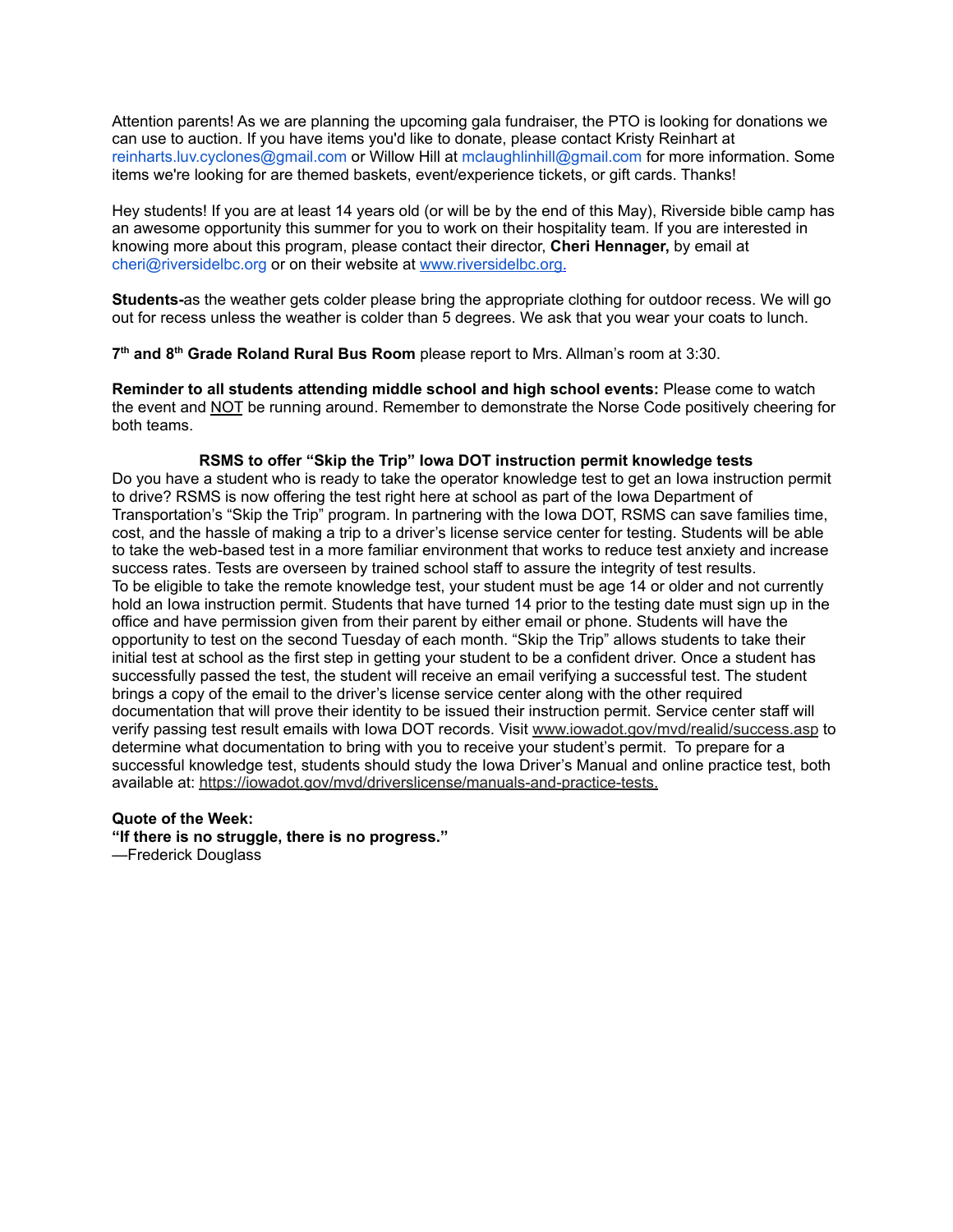Attention parents! As we are planning the upcoming gala fundraiser, the PTO is looking for donations we can use to auction. If you have items you'd like to donate, please contact Kristy Reinhart at reinharts.luv.cyclones@gmail.com or Willow Hill at mclaughlinhill@gmail.com for more information. Some items we're looking for are themed baskets, event/experience tickets, or gift cards. Thanks!

Hey students! If you are at least 14 years old (or will be by the end of this May), Riverside bible camp has an awesome opportunity this summer for you to work on their hospitality team. If you are interested in knowing more about this program, please contact their director, **Cheri Hennager,** by email at cheri@riversidelbc.org or on their website at www.riversidelbc.org.

**Students-**as the weather gets colder please bring the appropriate clothing for outdoor recess. We will go out for recess unless the weather is colder than 5 degrees. We ask that you wear your coats to lunch.

**7th and 8th Grade Roland Rural Bus Room** please report to Mrs. Allman's room at 3:30.

**Reminder to all students attending middle school and high school events:** Please come to watch the event and NOT be running around. Remember to demonstrate the Norse Code positively cheering for both teams.

**RSMS to offer "Skip the Trip" Iowa DOT instruction permit knowledge tests**

Do you have a student who is ready to take the operator knowledge test to get an Iowa instruction permit to drive? RSMS is now offering the test right here at school as part of the Iowa Department of Transportation's "Skip the Trip" program. In partnering with the Iowa DOT, RSMS can save families time, cost, and the hassle of making a trip to a driver's license service center for testing. Students will be able to take the web-based test in a more familiar environment that works to reduce test anxiety and increase success rates. Tests are overseen by trained school staff to assure the integrity of test results.
To be eligible to take the remote knowledge test, your student must be age 14 or older and not currently hold an Iowa instruction permit. Students that have turned 14 prior to the testing date must sign up in the office and have permission given from their parent by either email or phone. Students will have the opportunity to test on the second Tuesday of each month. "Skip the Trip" allows students to take their initial test at school as the first step in getting your student to be a confident driver. Once a student has successfully passed the test, the student will receive an email verifying a successful test. The student brings a copy of the email to the driver's license service center along with the other required documentation that will prove their identity to be issued their instruction permit. Service center staff will verify passing test result emails with Iowa DOT records. Visit www.iowadot.gov/mvd/realid/success.asp to determine what documentation to bring with you to receive your student's permit. To prepare for a successful knowledge test, students should study the Iowa Driver's Manual and online practice test, both available at: https://iowadot.gov/mvd/driverslicense/manuals-and-practice-tests.

**Quote of the Week:**
**"If there is no struggle, there is no progress."**
—Frederick Douglass